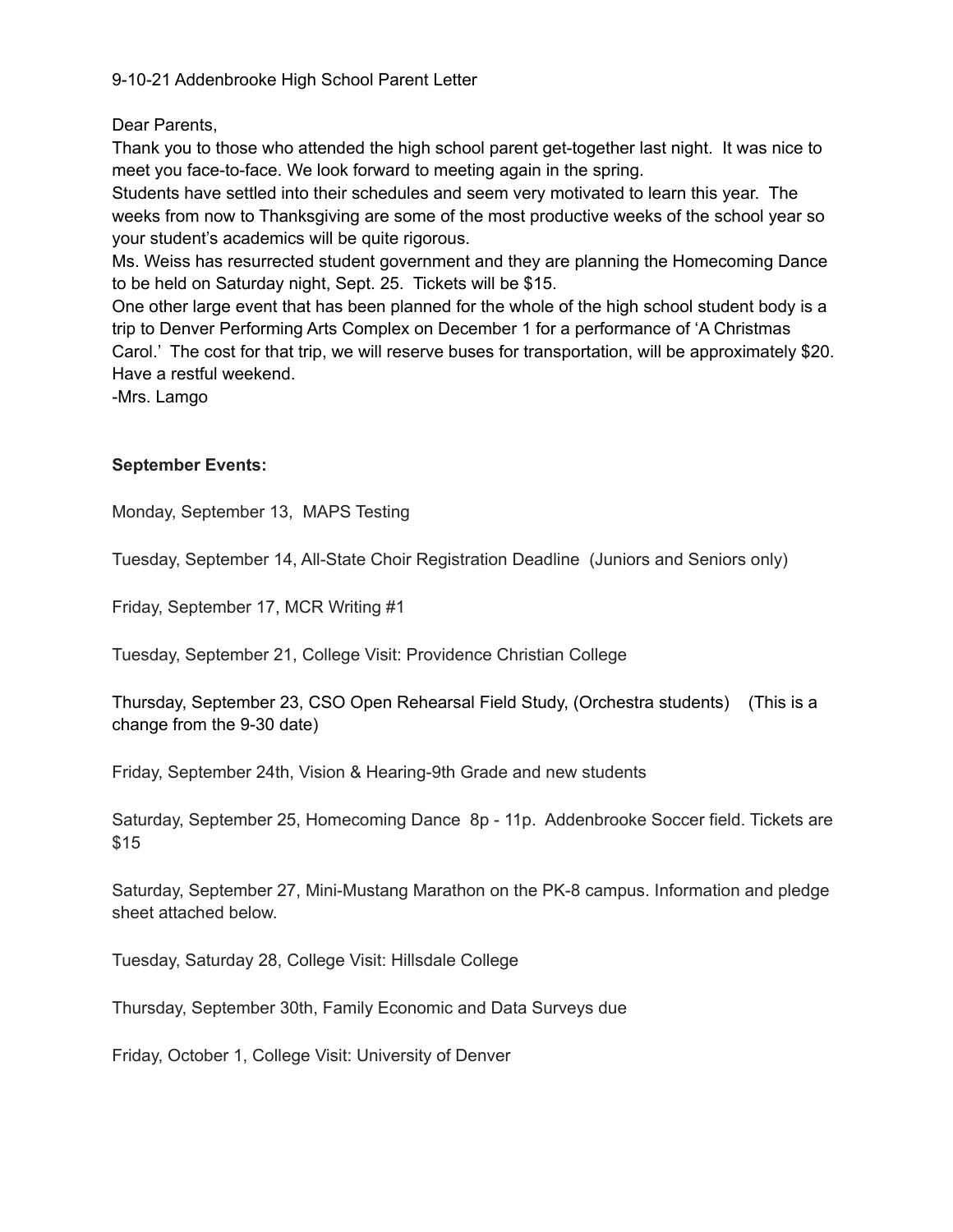9-10-21 Addenbrooke High School Parent Letter

Dear Parents,

Thank you to those who attended the high school parent get-together last night. It was nice to meet you face-to-face. We look forward to meeting again in the spring.

Students have settled into their schedules and seem very motivated to learn this year. The weeks from now to Thanksgiving are some of the most productive weeks of the school year so your student's academics will be quite rigorous.

Ms. Weiss has resurrected student government and they are planning the Homecoming Dance to be held on Saturday night, Sept. 25. Tickets will be $15.

One other large event that has been planned for the whole of the high school student body is a trip to Denver Performing Arts Complex on December 1 for a performance of 'A Christmas Carol.' The cost for that trip, we will reserve buses for transportation, will be approximately $20.

Have a restful weekend.

-Mrs. Lamgo

**September Events:**

Monday, September 13, MAPS Testing

Tuesday, September 14, All-State Choir Registration Deadline (Juniors and Seniors only)

Friday, September 17, MCR Writing #1

Tuesday, September 21, College Visit: Providence Christian College

Thursday, September 23, CSO Open Rehearsal Field Study, (Orchestra students) (This is a change from the 9-30 date)

Friday, September 24th, Vision & Hearing-9th Grade and new students

Saturday, September 25, Homecoming Dance 8p - 11p. Addenbrooke Soccer field. Tickets are $15

Saturday, September 27, Mini-Mustang Marathon on the PK-8 campus. Information and pledge sheet attached below.

Tuesday, Saturday 28, College Visit: Hillsdale College

Thursday, September 30th, Family Economic and Data Surveys due

Friday, October 1, College Visit: University of Denver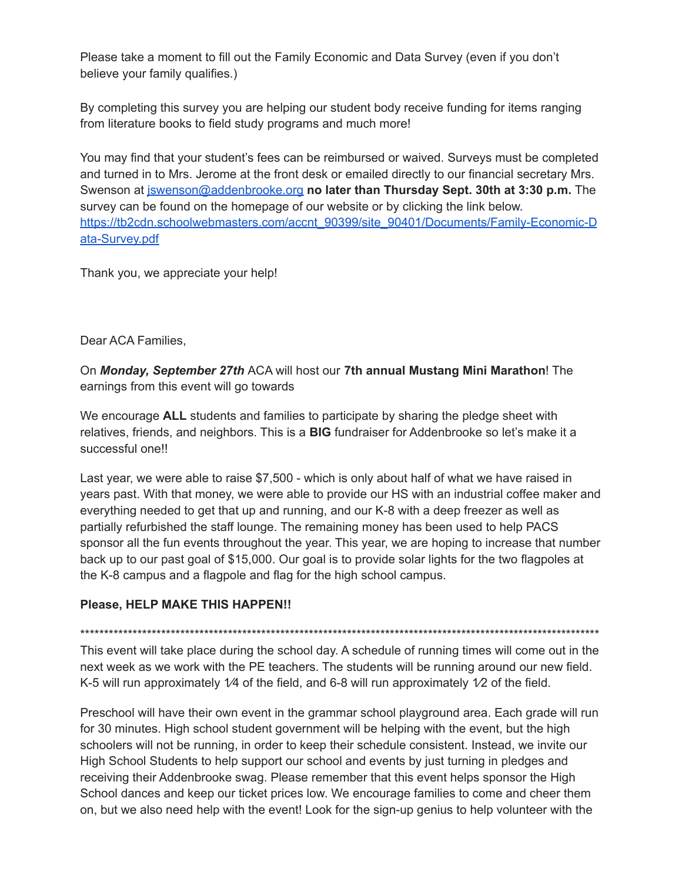Please take a moment to fill out the Family Economic and Data Survey (even if you don't believe your family qualifies.)

By completing this survey you are helping our student body receive funding for items ranging from literature books to field study programs and much more!

You may find that your student's fees can be reimbursed or waived. Surveys must be completed and turned in to Mrs. Jerome at the front desk or emailed directly to our financial secretary Mrs. Swenson at [jswenson@addenbrooke.org](mailto:jswenson@addenbrooke.org) **no later than Thursday Sept. 30th at 3:30 p.m.** The survey can be found on the homepage of our website or by clicking the link below. [https://tb2cdn.schoolwebmasters.com/accnt_90399/site_90401/Documents/Family-Economic-Data-Survey.pdf](https://tb2cdn.schoolwebmasters.com/accnt_90399/site_90401/Documents/Family-Economic-Data-Survey.pdf)

Thank you, we appreciate your help!

Dear ACA Families,

On ***Monday, September 27th*** ACA will host our **7th annual Mustang Mini Marathon**! The earnings from this event will go towards

We encourage **ALL** students and families to participate by sharing the pledge sheet with relatives, friends, and neighbors. This is a **BIG** fundraiser for Addenbrooke so let's make it a successful one!!

Last year, we were able to raise $7,500 - which is only about half of what we have raised in years past. With that money, we were able to provide our HS with an industrial coffee maker and everything needed to get that up and running, and our K-8 with a deep freezer as well as partially refurbished the staff lounge. The remaining money has been used to help PACS sponsor all the fun events throughout the year. This year, we are hoping to increase that number back up to our past goal of $15,000. Our goal is to provide solar lights for the two flagpoles at the K-8 campus and a flagpole and flag for the high school campus.

**Please, HELP MAKE THIS HAPPEN!!**

***************************************************************************************************************

This event will take place during the school day. A schedule of running times will come out in the next week as we work with the PE teachers. The students will be running around our new field. K-5 will run approximately 1⁄4 of the field, and 6-8 will run approximately 1⁄2 of the field.

Preschool will have their own event in the grammar school playground area. Each grade will run for 30 minutes. High school student government will be helping with the event, but the high schoolers will not be running, in order to keep their schedule consistent. Instead, we invite our High School Students to help support our school and events by just turning in pledges and receiving their Addenbrooke swag. Please remember that this event helps sponsor the High School dances and keep our ticket prices low. We encourage families to come and cheer them on, but we also need help with the event! Look for the sign-up genius to help volunteer with the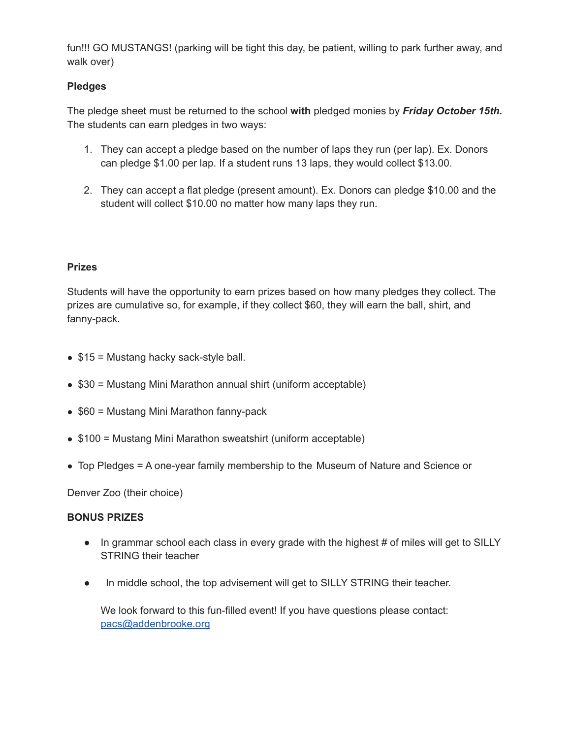fun!!! GO MUSTANGS! (parking will be tight this day, be patient, willing to park further away, and walk over)

**Pledges**

The pledge sheet must be returned to the school **with** pledged monies by ***Friday October 15th.*** The students can earn pledges in two ways:

1. They can accept a pledge based on the number of laps they run (per lap). Ex. Donors can pledge $1.00 per lap. If a student runs 13 laps, they would collect $13.00.

2. They can accept a flat pledge (present amount). Ex. Donors can pledge $10.00 and the student will collect $10.00 no matter how many laps they run.

**Prizes**

Students will have the opportunity to earn prizes based on how many pledges they collect. The prizes are cumulative so, for example, if they collect $60, they will earn the ball, shirt, and fanny-pack.

- $15 = Mustang hacky sack-style ball.
- $30 = Mustang Mini Marathon annual shirt (uniform acceptable)
- $60 = Mustang Mini Marathon fanny-pack
- $100 = Mustang Mini Marathon sweatshirt (uniform acceptable)
- Top Pledges = A one-year family membership to the Museum of Nature and Science or

Denver Zoo (their choice)

**BONUS PRIZES**

- In grammar school each class in every grade with the highest # of miles will get to SILLY STRING their teacher
- In middle school, the top advisement will get to SILLY STRING their teacher.

We look forward to this fun-filled event! If you have questions please contact: pacs@addenbrooke.org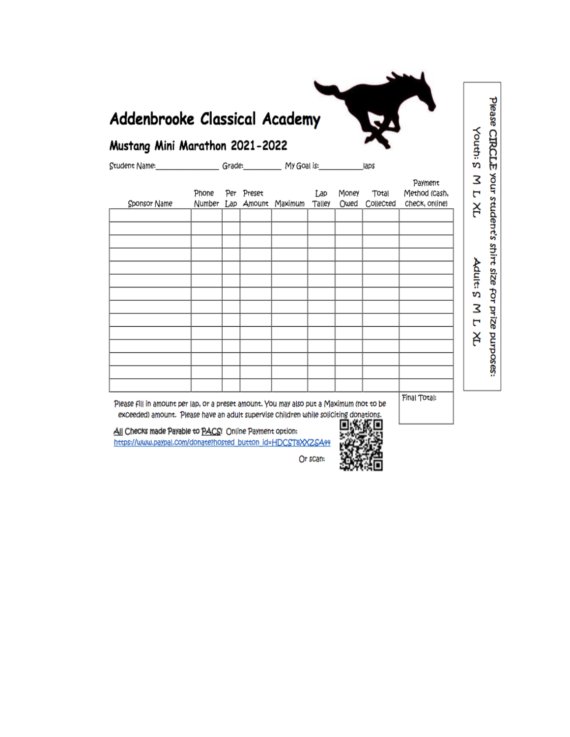# Addenbrooke Classical Academy

## Mustang Mini Marathon 2021-2022

Student Name:_______________ Grade:_________ My Goal is:___________laps

| Sponsor Name | Phone Number | Per Lap | Preset Amount | Maximum | Lap Talley | Money Owed | Total Collected | Payment Method (cash, check, online) |
|---|---|---|---|---|---|---|---|---|
| | | | | | | | | |
| | | | | | | | | |
| | | | | | | | | |
| | | | | | | | | |
| | | | | | | | | |
| | | | | | | | | |
| | | | | | | | | |
| | | | | | | | | |
| | | | | | | | | |
| | | | | | | | | |
| | | | | | | | | |
| | | | | | | | | |
| | | | | | | | | |
| | | | | | | | | Final Total: |

Please fill in amount per lap, or a preset amount. You may also put a Maximum (not to be exceeded) amount. Please have an adult supervise children while soliciting donations.

All Checks made Payable to PACS! Online Payment option:
https://www.paypal.com/donate?hosted_button_id=HDCST8XXZSA44

Or scan:

Please CIRCLE your student's shirt size for prize purposes:

Youth: S M L XL

Adult: S M L XL